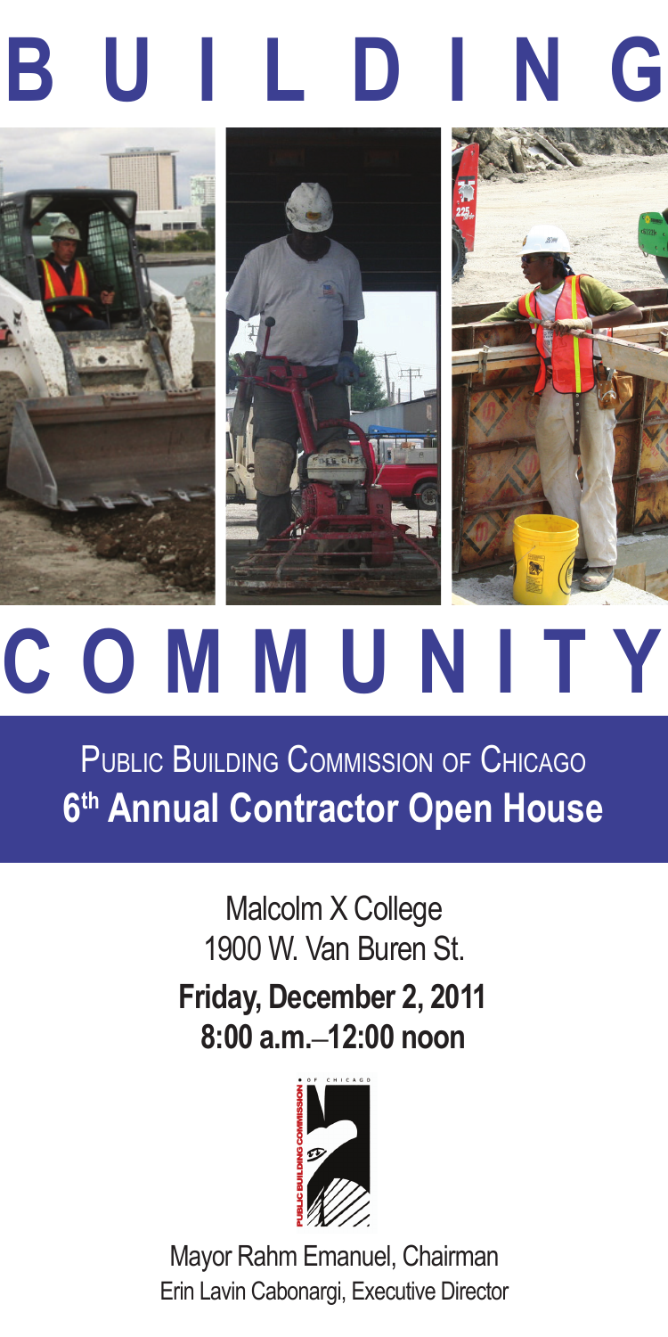# BUILDING

# COMMUNITY

## Public Building Commission of Chicago

## 6th Annual Contractor Open House

Malcolm X College
1900 W. Van Buren St.

**Friday, December 2, 2011**
**8:00 a.m.–12:00 noon**

Mayor Rahm Emanuel, Chairman
Erin Lavin Cabonargi, Executive Director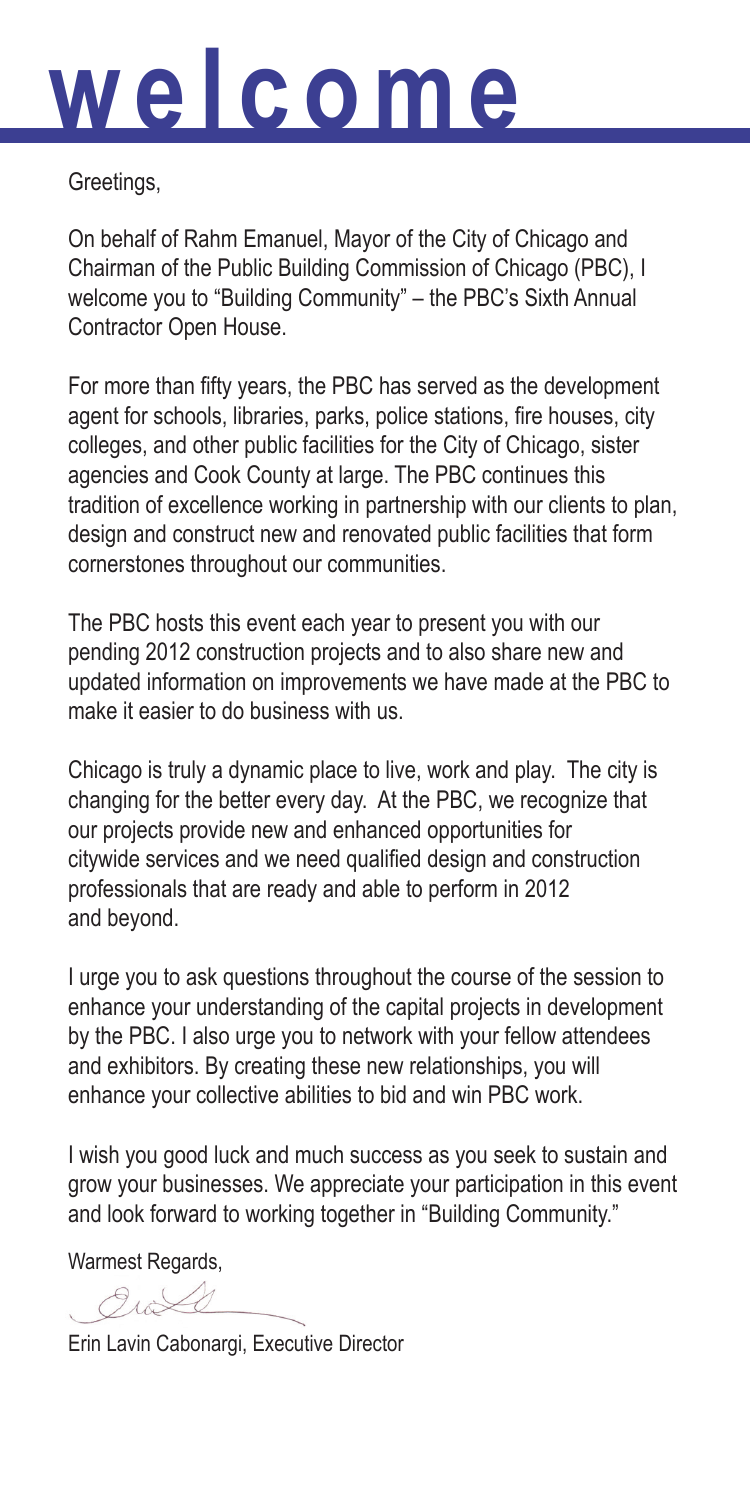# welcome

Greetings,

On behalf of Rahm Emanuel, Mayor of the City of Chicago and Chairman of the Public Building Commission of Chicago (PBC), I welcome you to "Building Community" – the PBC's Sixth Annual Contractor Open House.

For more than fifty years, the PBC has served as the development agent for schools, libraries, parks, police stations, fire houses, city colleges, and other public facilities for the City of Chicago, sister agencies and Cook County at large. The PBC continues this tradition of excellence working in partnership with our clients to plan, design and construct new and renovated public facilities that form cornerstones throughout our communities.

The PBC hosts this event each year to present you with our pending 2012 construction projects and to also share new and updated information on improvements we have made at the PBC to make it easier to do business with us.

Chicago is truly a dynamic place to live, work and play. The city is changing for the better every day. At the PBC, we recognize that our projects provide new and enhanced opportunities for citywide services and we need qualified design and construction professionals that are ready and able to perform in 2012 and beyond.

I urge you to ask questions throughout the course of the session to enhance your understanding of the capital projects in development by the PBC. I also urge you to network with your fellow attendees and exhibitors. By creating these new relationships, you will enhance your collective abilities to bid and win PBC work.

I wish you good luck and much success as you seek to sustain and grow your businesses. We appreciate your participation in this event and look forward to working together in "Building Community."

Warmest Regards,

Erin Lavin Cabonargi, Executive Director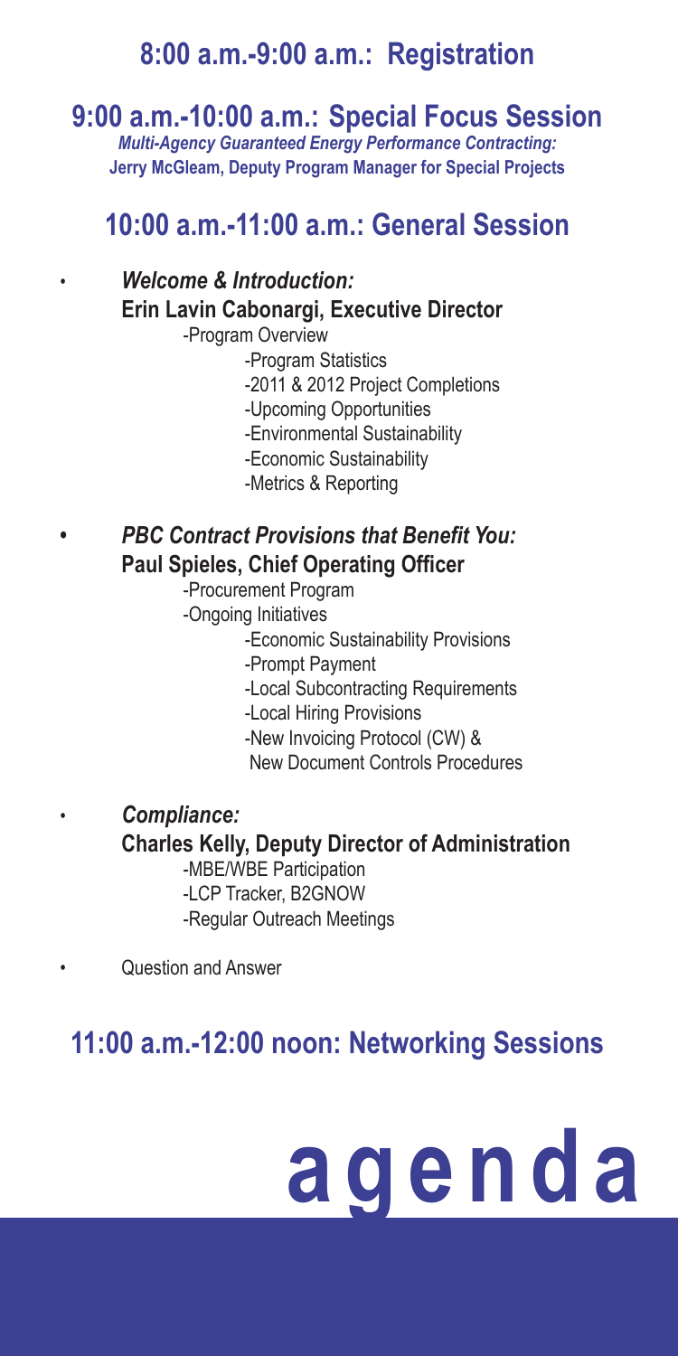## 8:00 a.m.-9:00 a.m.: Registration

## 9:00 a.m.-10:00 a.m.: Special Focus Session

***Multi-Agency Guaranteed Energy Performance Contracting:***
**Jerry McGleam, Deputy Program Manager for Special Projects**

## 10:00 a.m.-11:00 a.m.: General Session

- ***Welcome & Introduction:***
  **Erin Lavin Cabonargi, Executive Director**
  - -Program Overview
    - -Program Statistics
    - -2011 & 2012 Project Completions
    - -Upcoming Opportunities
    - -Environmental Sustainability
    - -Economic Sustainability
    - -Metrics & Reporting

- ***PBC Contract Provisions that Benefit You:***
  **Paul Spieles, Chief Operating Officer**
  - -Procurement Program
  - -Ongoing Initiatives
    - -Economic Sustainability Provisions
    - -Prompt Payment
    - -Local Subcontracting Requirements
    - -Local Hiring Provisions
    - -New Invoicing Protocol (CW) & New Document Controls Procedures

- ***Compliance:***
  **Charles Kelly, Deputy Director of Administration**
  - -MBE/WBE Participation
  - -LCP Tracker, B2GNOW
  - -Regular Outreach Meetings

- Question and Answer

## 11:00 a.m.-12:00 noon: Networking Sessions

# agenda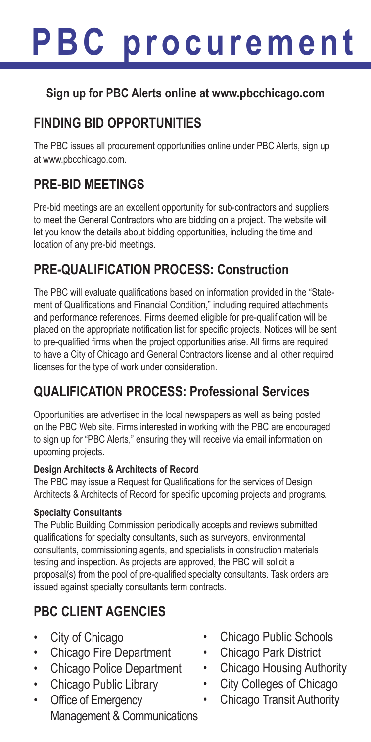# PBC procurement

**Sign up for PBC Alerts online at www.pbcchicago.com**

## FINDING BID OPPORTUNITIES

The PBC issues all procurement opportunities online under PBC Alerts, sign up at www.pbcchicago.com.

## PRE-BID MEETINGS

Pre-bid meetings are an excellent opportunity for sub-contractors and suppliers to meet the General Contractors who are bidding on a project. The website will let you know the details about bidding opportunities, including the time and location of any pre-bid meetings.

## PRE-QUALIFICATION PROCESS: Construction

The PBC will evaluate qualifications based on information provided in the "Statement of Qualifications and Financial Condition," including required attachments and performance references. Firms deemed eligible for pre-qualification will be placed on the appropriate notification list for specific projects. Notices will be sent to pre-qualified firms when the project opportunities arise. All firms are required to have a City of Chicago and General Contractors license and all other required licenses for the type of work under consideration.

## QUALIFICATION PROCESS: Professional Services

Opportunities are advertised in the local newspapers as well as being posted on the PBC Web site. Firms interested in working with the PBC are encouraged to sign up for "PBC Alerts," ensuring they will receive via email information on upcoming projects.

**Design Architects & Architects of Record**

The PBC may issue a Request for Qualifications for the services of Design Architects & Architects of Record for specific upcoming projects and programs.

**Specialty Consultants**

The Public Building Commission periodically accepts and reviews submitted qualifications for specialty consultants, such as surveyors, environmental consultants, commissioning agents, and specialists in construction materials testing and inspection. As projects are approved, the PBC will solicit a proposal(s) from the pool of pre-qualified specialty consultants. Task orders are issued against specialty consultants term contracts.

## PBC CLIENT AGENCIES

- City of Chicago
- Chicago Fire Department
- Chicago Police Department
- Chicago Public Library
- Office of Emergency Management & Communications
- Chicago Public Schools
- Chicago Park District
- Chicago Housing Authority
- City Colleges of Chicago
- Chicago Transit Authority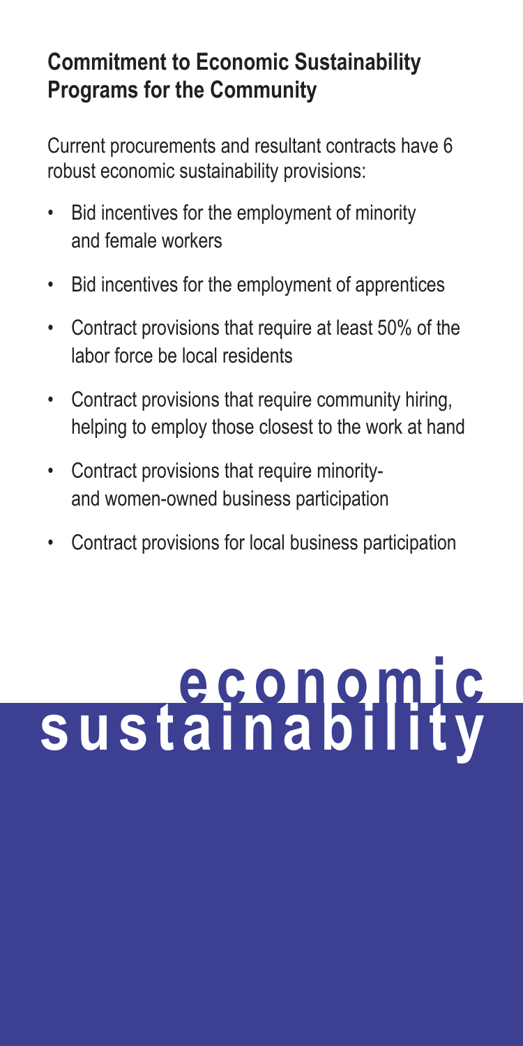## Commitment to Economic Sustainability Programs for the Community

Current procurements and resultant contracts have 6 robust economic sustainability provisions:

- Bid incentives for the employment of minority and female workers
- Bid incentives for the employment of apprentices
- Contract provisions that require at least 50% of the labor force be local residents
- Contract provisions that require community hiring, helping to employ those closest to the work at hand
- Contract provisions that require minority- and women-owned business participation
- Contract provisions for local business participation

# economic sustainability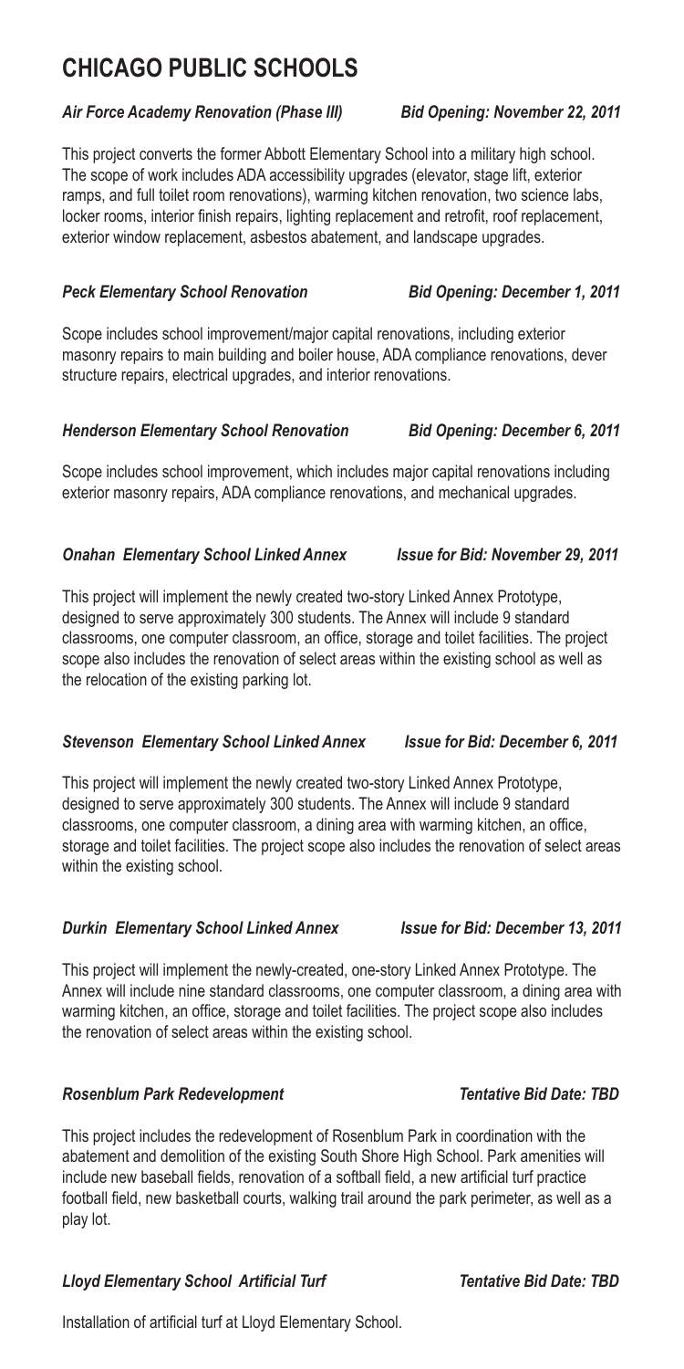# CHICAGO PUBLIC SCHOOLS

***Air Force Academy Renovation (Phase III)*** ***Bid Opening: November 22, 2011***

This project converts the former Abbott Elementary School into a military high school. The scope of work includes ADA accessibility upgrades (elevator, stage lift, exterior ramps, and full toilet room renovations), warming kitchen renovation, two science labs, locker rooms, interior finish repairs, lighting replacement and retrofit, roof replacement, exterior window replacement, asbestos abatement, and landscape upgrades.

***Peck Elementary School Renovation*** ***Bid Opening: December 1, 2011***

Scope includes school improvement/major capital renovations, including exterior masonry repairs to main building and boiler house, ADA compliance renovations, dever structure repairs, electrical upgrades, and interior renovations.

***Henderson Elementary School Renovation*** ***Bid Opening: December 6, 2011***

Scope includes school improvement, which includes major capital renovations including exterior masonry repairs, ADA compliance renovations, and mechanical upgrades.

***Onahan Elementary School Linked Annex*** ***Issue for Bid: November 29, 2011***

This project will implement the newly created two-story Linked Annex Prototype, designed to serve approximately 300 students. The Annex will include 9 standard classrooms, one computer classroom, an office, storage and toilet facilities. The project scope also includes the renovation of select areas within the existing school as well as the relocation of the existing parking lot.

***Stevenson Elementary School Linked Annex*** ***Issue for Bid: December 6, 2011***

This project will implement the newly created two-story Linked Annex Prototype, designed to serve approximately 300 students. The Annex will include 9 standard classrooms, one computer classroom, a dining area with warming kitchen, an office, storage and toilet facilities. The project scope also includes the renovation of select areas within the existing school.

***Durkin Elementary School Linked Annex*** ***Issue for Bid: December 13, 2011***

This project will implement the newly-created, one-story Linked Annex Prototype. The Annex will include nine standard classrooms, one computer classroom, a dining area with warming kitchen, an office, storage and toilet facilities. The project scope also includes the renovation of select areas within the existing school.

***Rosenblum Park Redevelopment*** ***Tentative Bid Date: TBD***

This project includes the redevelopment of Rosenblum Park in coordination with the abatement and demolition of the existing South Shore High School. Park amenities will include new baseball fields, renovation of a softball field, a new artificial turf practice football field, new basketball courts, walking trail around the park perimeter, as well as a play lot.

***Lloyd Elementary School Artificial Turf*** ***Tentative Bid Date: TBD***

Installation of artificial turf at Lloyd Elementary School.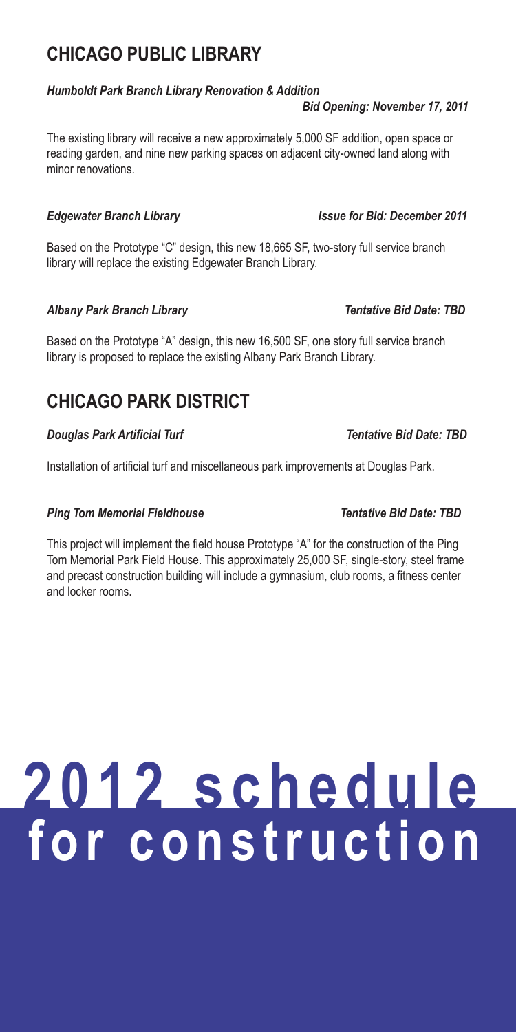## CHICAGO PUBLIC LIBRARY

***Humboldt Park Branch Library Renovation & Addition***
***Bid Opening: November 17, 2011***

The existing library will receive a new approximately 5,000 SF addition, open space or reading garden, and nine new parking spaces on adjacent city-owned land along with minor renovations.

***Edgewater Branch Library*** ***Issue for Bid: December 2011***

Based on the Prototype "C" design, this new 18,665 SF, two-story full service branch library will replace the existing Edgewater Branch Library.

***Albany Park Branch Library*** ***Tentative Bid Date: TBD***

Based on the Prototype "A" design, this new 16,500 SF, one story full service branch library is proposed to replace the existing Albany Park Branch Library.

## CHICAGO PARK DISTRICT

***Douglas Park Artificial Turf*** ***Tentative Bid Date: TBD***

Installation of artificial turf and miscellaneous park improvements at Douglas Park.

***Ping Tom Memorial Fieldhouse*** ***Tentative Bid Date: TBD***

This project will implement the field house Prototype "A" for the construction of the Ping Tom Memorial Park Field House. This approximately 25,000 SF, single-story, steel frame and precast construction building will include a gymnasium, club rooms, a fitness center and locker rooms.

# 2012 schedule for construction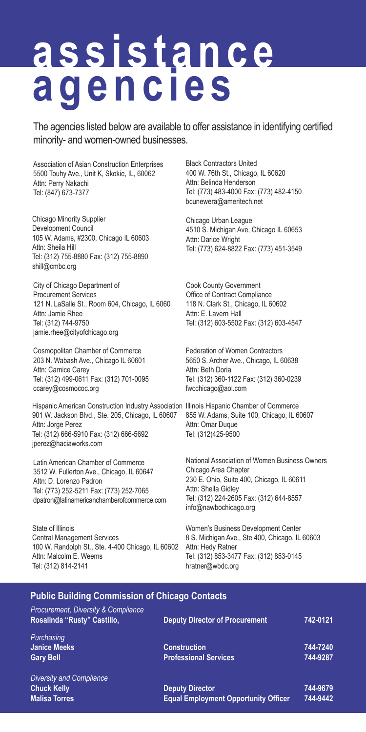# assistance agencies

The agencies listed below are available to offer assistance in identifying certified minority- and women-owned businesses.

Association of Asian Construction Enterprises
5500 Touhy Ave., Unit K, Skokie, IL, 60062
Attn: Perry Nakachi
Tel: (847) 673-7377

Black Contractors United
400 W. 76th St., Chicago, IL 60620
Attn: Belinda Henderson
Tel: (773) 483-4000 Fax: (773) 482-4150
bcunewera@ameritech.net

Chicago Minority Supplier Development Council
105 W. Adams, #2300, Chicago IL 60603
Attn: Sheila Hill
Tel: (312) 755-8880 Fax: (312) 755-8890
shill@cmbc.org

Chicago Urban League
4510 S. Michigan Ave, Chicago IL 60653
Attn: Darice Wright
Tel: (773) 624-8822 Fax: (773) 451-3549

City of Chicago Department of Procurement Services
121 N. LaSalle St., Room 604, Chicago, IL 6060
Attn: Jamie Rhee
Tel: (312) 744-9750
jamie.rhee@cityofchicago.org

Cook County Government
Office of Contract Compliance
118 N. Clark St., Chicago, IL 60602
Attn: E. Lavern Hall
Tel: (312) 603-5502 Fax: (312) 603-4547

Cosmopolitan Chamber of Commerce
203 N. Wabash Ave., Chicago IL 60601
Attn: Carnice Carey
Tel: (312) 499-0611 Fax: (312) 701-0095
ccarey@cosmococ.org

Federation of Women Contractors
5650 S. Archer Ave., Chicago, IL 60638
Attn: Beth Doria
Tel: (312) 360-1122 Fax: (312) 360-0239
fwcchicago@aol.com

Hispanic American Construction Industry Association
901 W. Jackson Blvd., Ste. 205, Chicago, IL 60607
Attn: Jorge Perez
Tel: (312) 666-5910 Fax: (312) 666-5692
jperez@haciaworks.com

Illinois Hispanic Chamber of Commerce
855 W. Adams, Suite 100, Chicago, IL 60607
Attn: Omar Duque
Tel: (312)425-9500

Latin American Chamber of Commerce
3512 W. Fullerton Ave., Chicago, IL 60647
Attn: D. Lorenzo Padron
Tel: (773) 252-5211 Fax: (773) 252-7065
dpatron@latinamericanchamberofcommerce.com

National Association of Women Business Owners
Chicago Area Chapter
230 E. Ohio, Suite 400, Chicago, IL 60611
Attn: Sheila Gidley
Tel: (312) 224-2605 Fax: (312) 644-8557
info@nawbochicago.org

State of Illinois
Central Management Services
100 W. Randolph St., Ste. 4-400 Chicago, IL 60602
Attn: Malcolm E. Weems
Tel: (312) 814-2141

Women's Business Development Center
8 S. Michigan Ave., Ste 400, Chicago, IL 60603
Attn: Hedy Ratner
Tel: (312) 853-3477 Fax: (312) 853-0145
hratner@wbdc.org

## Public Building Commission of Chicago Contacts

| | | |
|---|---|---|
| *Procurement, Diversity & Compliance* | | |
| **Rosalinda "Rusty" Castillo,** | **Deputy Director of Procurement** | **742-0121** |
| *Purchasing* | | |
| **Janice Meeks** | **Construction** | **744-7240** |
| **Gary Bell** | **Professional Services** | **744-9287** |
| *Diversity and Compliance* | | |
| **Chuck Kelly** | **Deputy Director** | **744-9679** |
| **Malisa Torres** | **Equal Employment Opportunity Officer** | **744-9442** |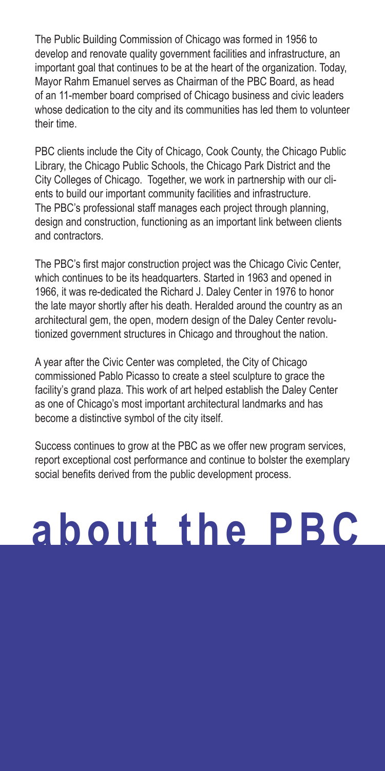The Public Building Commission of Chicago was formed in 1956 to develop and renovate quality government facilities and infrastructure, an important goal that continues to be at the heart of the organization. Today, Mayor Rahm Emanuel serves as Chairman of the PBC Board, as head of an 11-member board comprised of Chicago business and civic leaders whose dedication to the city and its communities has led them to volunteer their time.

PBC clients include the City of Chicago, Cook County, the Chicago Public Library, the Chicago Public Schools, the Chicago Park District and the City Colleges of Chicago. Together, we work in partnership with our clients to build our important community facilities and infrastructure. The PBC's professional staff manages each project through planning, design and construction, functioning as an important link between clients and contractors.

The PBC's first major construction project was the Chicago Civic Center, which continues to be its headquarters. Started in 1963 and opened in 1966, it was re-dedicated the Richard J. Daley Center in 1976 to honor the late mayor shortly after his death. Heralded around the country as an architectural gem, the open, modern design of the Daley Center revolutionized government structures in Chicago and throughout the nation.

A year after the Civic Center was completed, the City of Chicago commissioned Pablo Picasso to create a steel sculpture to grace the facility's grand plaza. This work of art helped establish the Daley Center as one of Chicago's most important architectural landmarks and has become a distinctive symbol of the city itself.

Success continues to grow at the PBC as we offer new program services, report exceptional cost performance and continue to bolster the exemplary social benefits derived from the public development process.

# about the PBC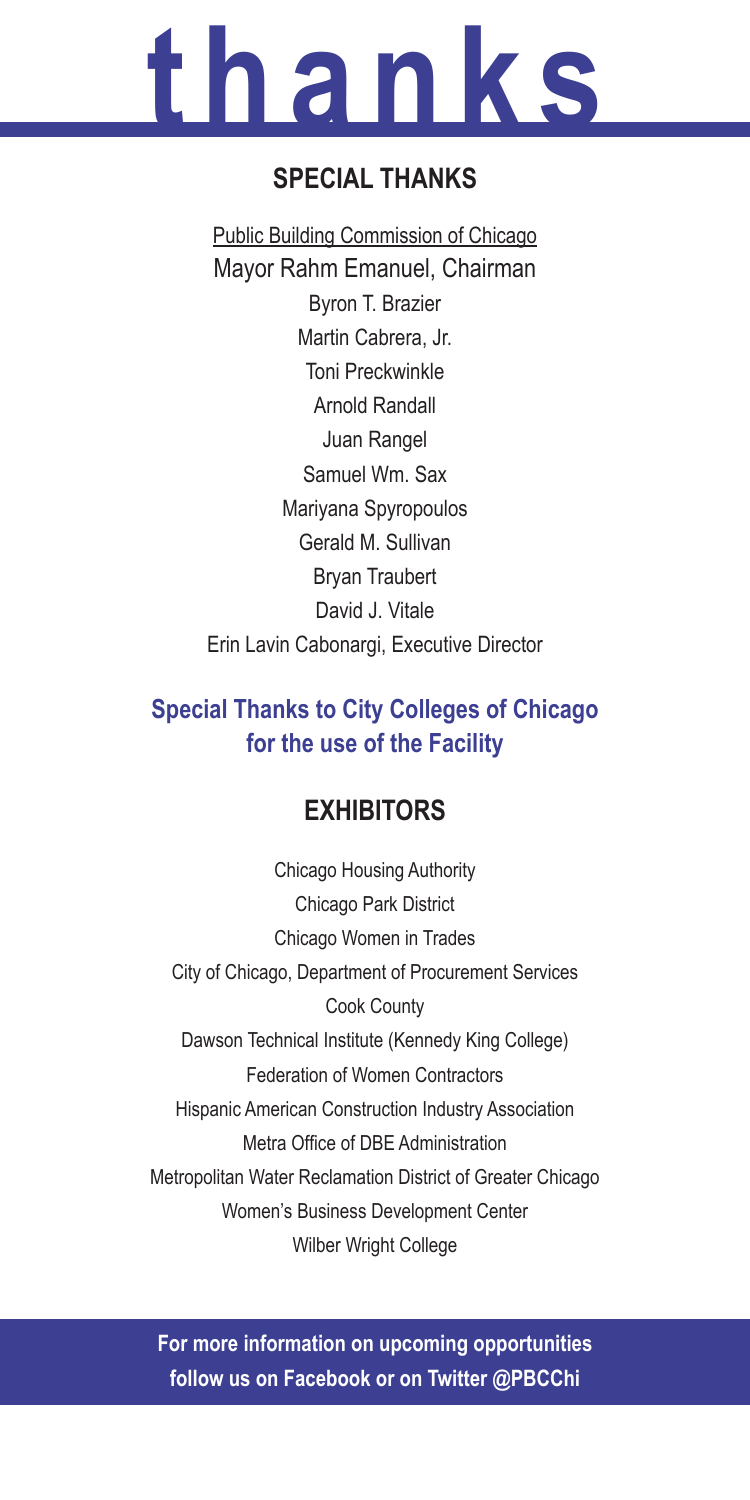# thanks

## SPECIAL THANKS

Public Building Commission of Chicago
Mayor Rahm Emanuel, Chairman
Byron T. Brazier
Martin Cabrera, Jr.
Toni Preckwinkle
Arnold Randall
Juan Rangel
Samuel Wm. Sax
Mariyana Spyropoulos
Gerald M. Sullivan
Bryan Traubert
David J. Vitale
Erin Lavin Cabonargi, Executive Director

**Special Thanks to City Colleges of Chicago for the use of the Facility**

## EXHIBITORS

Chicago Housing Authority
Chicago Park District
Chicago Women in Trades
City of Chicago, Department of Procurement Services
Cook County
Dawson Technical Institute (Kennedy King College)
Federation of Women Contractors
Hispanic American Construction Industry Association
Metra Office of DBE Administration
Metropolitan Water Reclamation District of Greater Chicago
Women's Business Development Center
Wilber Wright College

**For more information on upcoming opportunities follow us on Facebook or on Twitter @PBCChi**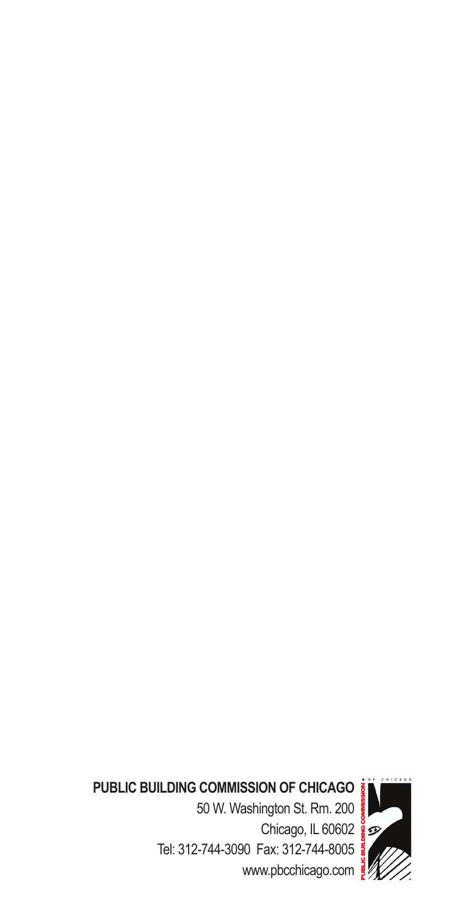**PUBLIC BUILDING COMMISSION OF CHICAGO**

50 W. Washington St. Rm. 200

Chicago, IL 60602

Tel: 312-744-3090 Fax: 312-744-8005

www.pbcchicago.com